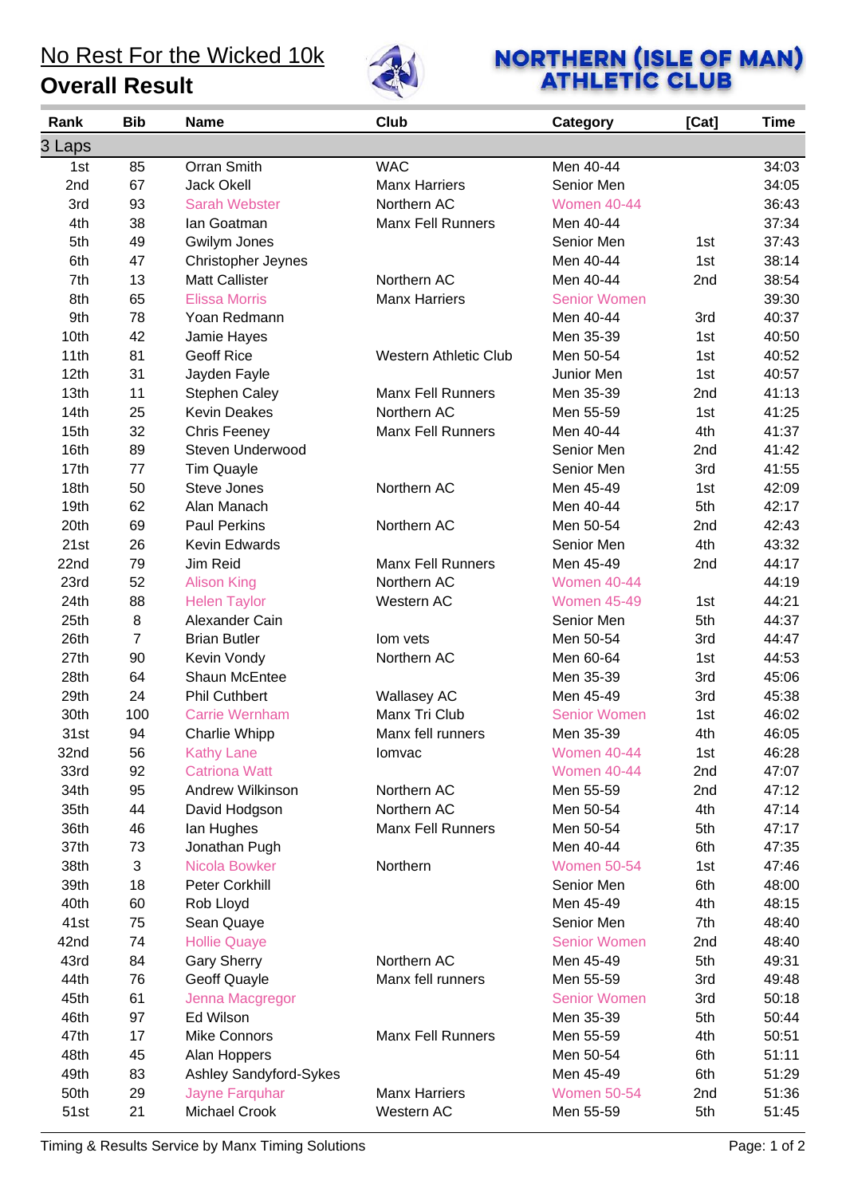# No Rest For the Wicked 10k

## Overall Result

**NORTHERN (ISLE OF MAN) ATHLETIC CLUB**

| Rank | Bib | Name | Club | Category | [Cat] | Time |
|---|---|---|---|---|---|---|
| 3 Laps | | | | | | |
| 1st | 85 | Orran Smith | WAC | Men 40-44 | | 34:03 |
| 2nd | 67 | Jack Okell | Manx Harriers | Senior Men | | 34:05 |
| 3rd | 93 | Sarah Webster | Northern AC | Women 40-44 | | 36:43 |
| 4th | 38 | Ian Goatman | Manx Fell Runners | Men 40-44 | | 37:34 |
| 5th | 49 | Gwilym Jones | | Senior Men | 1st | 37:43 |
| 6th | 47 | Christopher Jeynes | | Men 40-44 | 1st | 38:14 |
| 7th | 13 | Matt Callister | Northern AC | Men 40-44 | 2nd | 38:54 |
| 8th | 65 | Elissa Morris | Manx Harriers | Senior Women | | 39:30 |
| 9th | 78 | Yoan Redmann | | Men 40-44 | 3rd | 40:37 |
| 10th | 42 | Jamie Hayes | | Men 35-39 | 1st | 40:50 |
| 11th | 81 | Geoff Rice | Western Athletic Club | Men 50-54 | 1st | 40:52 |
| 12th | 31 | Jayden Fayle | | Junior Men | 1st | 40:57 |
| 13th | 11 | Stephen Caley | Manx Fell Runners | Men 35-39 | 2nd | 41:13 |
| 14th | 25 | Kevin Deakes | Northern AC | Men 55-59 | 1st | 41:25 |
| 15th | 32 | Chris Feeney | Manx Fell Runners | Men 40-44 | 4th | 41:37 |
| 16th | 89 | Steven Underwood | | Senior Men | 2nd | 41:42 |
| 17th | 77 | Tim Quayle | | Senior Men | 3rd | 41:55 |
| 18th | 50 | Steve Jones | Northern AC | Men 45-49 | 1st | 42:09 |
| 19th | 62 | Alan Manach | | Men 40-44 | 5th | 42:17 |
| 20th | 69 | Paul Perkins | Northern AC | Men 50-54 | 2nd | 42:43 |
| 21st | 26 | Kevin Edwards | | Senior Men | 4th | 43:32 |
| 22nd | 79 | Jim Reid | Manx Fell Runners | Men 45-49 | 2nd | 44:17 |
| 23rd | 52 | Alison King | Northern AC | Women 40-44 | | 44:19 |
| 24th | 88 | Helen Taylor | Western AC | Women 45-49 | 1st | 44:21 |
| 25th | 8 | Alexander Cain | | Senior Men | 5th | 44:37 |
| 26th | 7 | Brian Butler | Iom vets | Men 50-54 | 3rd | 44:47 |
| 27th | 90 | Kevin Vondy | Northern AC | Men 60-64 | 1st | 44:53 |
| 28th | 64 | Shaun McEntee | | Men 35-39 | 3rd | 45:06 |
| 29th | 24 | Phil Cuthbert | Wallasey AC | Men 45-49 | 3rd | 45:38 |
| 30th | 100 | Carrie Wernham | Manx Tri Club | Senior Women | 1st | 46:02 |
| 31st | 94 | Charlie Whipp | Manx fell runners | Men 35-39 | 4th | 46:05 |
| 32nd | 56 | Kathy Lane | Iomvac | Women 40-44 | 1st | 46:28 |
| 33rd | 92 | Catriona Watt | | Women 40-44 | 2nd | 47:07 |
| 34th | 95 | Andrew Wilkinson | Northern AC | Men 55-59 | 2nd | 47:12 |
| 35th | 44 | David Hodgson | Northern AC | Men 50-54 | 4th | 47:14 |
| 36th | 46 | Ian Hughes | Manx Fell Runners | Men 50-54 | 5th | 47:17 |
| 37th | 73 | Jonathan Pugh | | Men 40-44 | 6th | 47:35 |
| 38th | 3 | Nicola Bowker | Northern | Women 50-54 | 1st | 47:46 |
| 39th | 18 | Peter Corkhill | | Senior Men | 6th | 48:00 |
| 40th | 60 | Rob Lloyd | | Men 45-49 | 4th | 48:15 |
| 41st | 75 | Sean Quaye | | Senior Men | 7th | 48:40 |
| 42nd | 74 | Hollie Quaye | | Senior Women | 2nd | 48:40 |
| 43rd | 84 | Gary Sherry | Northern AC | Men 45-49 | 5th | 49:31 |
| 44th | 76 | Geoff Quayle | Manx fell runners | Men 55-59 | 3rd | 49:48 |
| 45th | 61 | Jenna Macgregor | | Senior Women | 3rd | 50:18 |
| 46th | 97 | Ed Wilson | | Men 35-39 | 5th | 50:44 |
| 47th | 17 | Mike Connors | Manx Fell Runners | Men 55-59 | 4th | 50:51 |
| 48th | 45 | Alan Hoppers | | Men 50-54 | 6th | 51:11 |
| 49th | 83 | Ashley Sandyford-Sykes | | Men 45-49 | 6th | 51:29 |
| 50th | 29 | Jayne Farquhar | Manx Harriers | Women 50-54 | 2nd | 51:36 |
| 51st | 21 | Michael Crook | Western AC | Men 55-59 | 5th | 51:45 |

Timing & Results Service by Manx Timing Solutions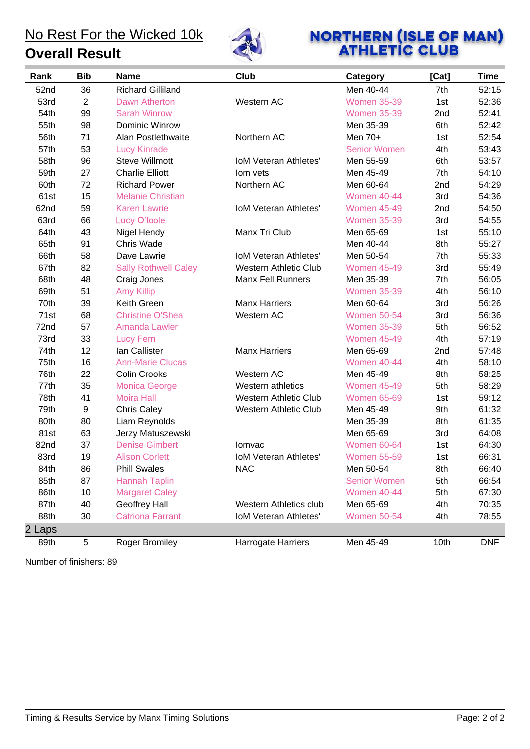# No Rest For the Wicked 10k

## Overall Result

NORTHERN (ISLE OF MAN) ATHLETIC CLUB

| Rank | Bib | Name | Club | Category | [Cat] | Time |
|---|---|---|---|---|---|---|
| 52nd | 36 | Richard Gilliland | | Men 40-44 | 7th | 52:15 |
| 53rd | 2 | Dawn Atherton | Western AC | Women 35-39 | 1st | 52:36 |
| 54th | 99 | Sarah Winrow | | Women 35-39 | 2nd | 52:41 |
| 55th | 98 | Dominic Winrow | | Men 35-39 | 6th | 52:42 |
| 56th | 71 | Alan Postlethwaite | Northern AC | Men 70+ | 1st | 52:54 |
| 57th | 53 | Lucy Kinrade | | Senior Women | 4th | 53:43 |
| 58th | 96 | Steve Willmott | IoM Veteran Athletes' | Men 55-59 | 6th | 53:57 |
| 59th | 27 | Charlie Elliott | Iom vets | Men 45-49 | 7th | 54:10 |
| 60th | 72 | Richard Power | Northern AC | Men 60-64 | 2nd | 54:29 |
| 61st | 15 | Melanie Christian | | Women 40-44 | 3rd | 54:36 |
| 62nd | 59 | Karen Lawrie | IoM Veteran Athletes' | Women 45-49 | 2nd | 54:50 |
| 63rd | 66 | Lucy O'toole | | Women 35-39 | 3rd | 54:55 |
| 64th | 43 | Nigel Hendy | Manx Tri Club | Men 65-69 | 1st | 55:10 |
| 65th | 91 | Chris Wade | | Men 40-44 | 8th | 55:27 |
| 66th | 58 | Dave Lawrie | IoM Veteran Athletes' | Men 50-54 | 7th | 55:33 |
| 67th | 82 | Sally Rothwell Caley | Western Athletic Club | Women 45-49 | 3rd | 55:49 |
| 68th | 48 | Craig Jones | Manx Fell Runners | Men 35-39 | 7th | 56:05 |
| 69th | 51 | Amy Killip | | Women 35-39 | 4th | 56:10 |
| 70th | 39 | Keith Green | Manx Harriers | Men 60-64 | 3rd | 56:26 |
| 71st | 68 | Christine O'Shea | Western AC | Women 50-54 | 3rd | 56:36 |
| 72nd | 57 | Amanda Lawler | | Women 35-39 | 5th | 56:52 |
| 73rd | 33 | Lucy Fern | | Women 45-49 | 4th | 57:19 |
| 74th | 12 | Ian Callister | Manx Harriers | Men 65-69 | 2nd | 57:48 |
| 75th | 16 | Ann-Marie Clucas | | Women 40-44 | 4th | 58:10 |
| 76th | 22 | Colin Crooks | Western AC | Men 45-49 | 8th | 58:25 |
| 77th | 35 | Monica George | Western athletics | Women 45-49 | 5th | 58:29 |
| 78th | 41 | Moira Hall | Western Athletic Club | Women 65-69 | 1st | 59:12 |
| 79th | 9 | Chris Caley | Western Athletic Club | Men 45-49 | 9th | 61:32 |
| 80th | 80 | Liam Reynolds | | Men 35-39 | 8th | 61:35 |
| 81st | 63 | Jerzy Matuszewski | | Men 65-69 | 3rd | 64:08 |
| 82nd | 37 | Denise Gimbert | Iomvac | Women 60-64 | 1st | 64:30 |
| 83rd | 19 | Alison Corlett | IoM Veteran Athletes' | Women 55-59 | 1st | 66:31 |
| 84th | 86 | Phill Swales | NAC | Men 50-54 | 8th | 66:40 |
| 85th | 87 | Hannah Taplin | | Senior Women | 5th | 66:54 |
| 86th | 10 | Margaret Caley | | Women 40-44 | 5th | 67:30 |
| 87th | 40 | Geoffrey Hall | Western Athletics club | Men 65-69 | 4th | 70:35 |
| 88th | 30 | Catriona Farrant | IoM Veteran Athletes' | Women 50-54 | 4th | 78:55 |
| 2 Laps | | | | | | |
| 89th | 5 | Roger Bromiley | Harrogate Harriers | Men 45-49 | 10th | DNF |

Number of finishers: 89

Timing & Results Service by Manx Timing Solutions